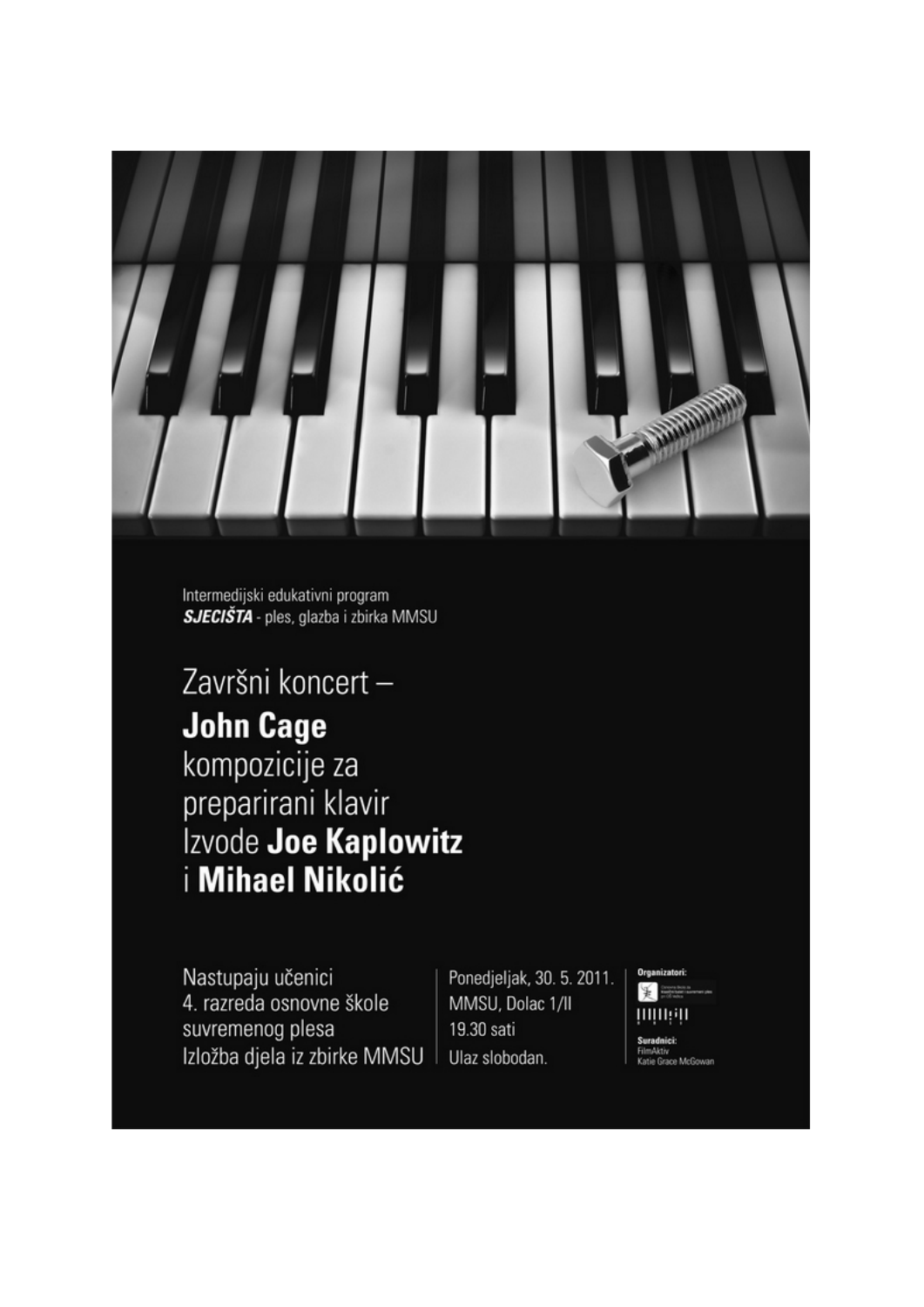Intermedijski edukativni program
***SJECIŠTA*** - ples, glazba i zbirka MMSU

# Završni koncert – **John Cage** kompozicije za preparirani klavir Izvode **Joe Kaplowitz** i **Mihael Nikolić**

Nastupaju učenici
4. razreda osnovne škole
suvremenog plesa
Izložba djela iz zbirke MMSU

Ponedjeljak, 30. 5. 2011.
MMSU, Dolac 1/II
19.30 sati
Ulaz slobodan.

**Organizatori:**

**Suradnici:**
FilmAktiv
Katie Grace McGowan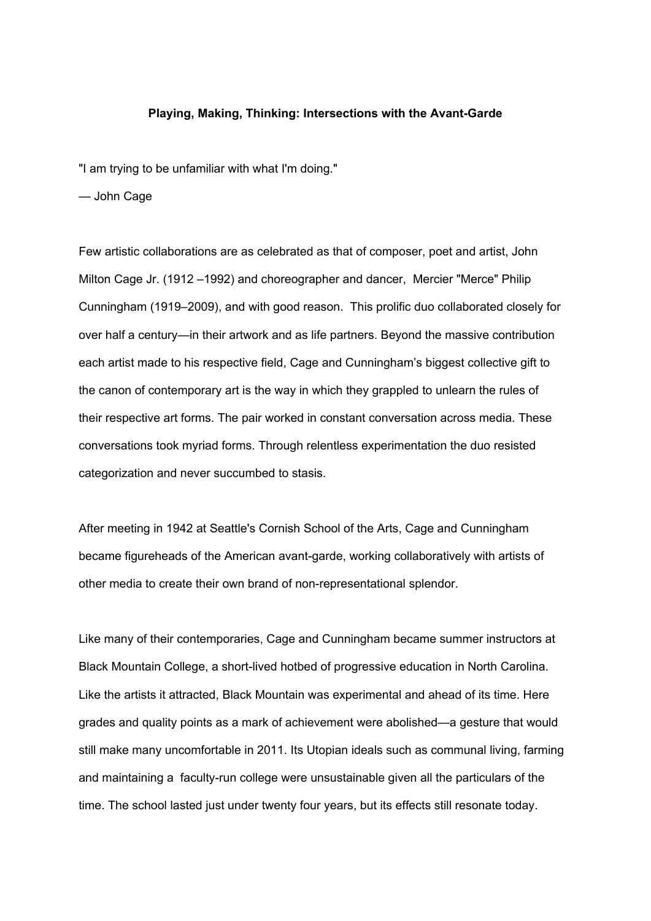**Playing, Making, Thinking: Intersections with the Avant-Garde**

"I am trying to be unfamiliar with what I'm doing."

— John Cage

Few artistic collaborations are as celebrated as that of composer, poet and artist, John Milton Cage Jr. (1912 –1992) and choreographer and dancer, Mercier "Merce" Philip Cunningham (1919–2009), and with good reason. This prolific duo collaborated closely for over half a century—in their artwork and as life partners. Beyond the massive contribution each artist made to his respective field, Cage and Cunningham's biggest collective gift to the canon of contemporary art is the way in which they grappled to unlearn the rules of their respective art forms. The pair worked in constant conversation across media. These conversations took myriad forms. Through relentless experimentation the duo resisted categorization and never succumbed to stasis.

After meeting in 1942 at Seattle's Cornish School of the Arts, Cage and Cunningham became figureheads of the American avant-garde, working collaboratively with artists of other media to create their own brand of non-representational splendor.

Like many of their contemporaries, Cage and Cunningham became summer instructors at Black Mountain College, a short-lived hotbed of progressive education in North Carolina. Like the artists it attracted, Black Mountain was experimental and ahead of its time. Here grades and quality points as a mark of achievement were abolished—a gesture that would still make many uncomfortable in 2011. Its Utopian ideals such as communal living, farming and maintaining a faculty-run college were unsustainable given all the particulars of the time. The school lasted just under twenty four years, but its effects still resonate today.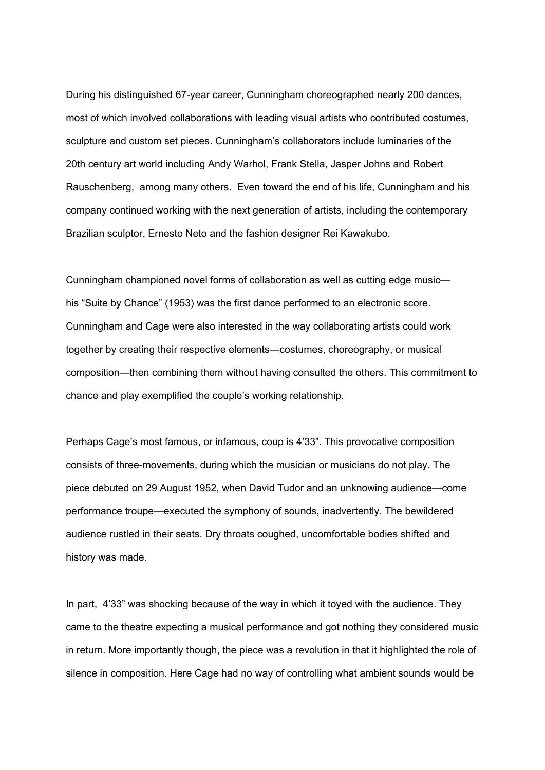During his distinguished 67-year career, Cunningham choreographed nearly 200 dances, most of which involved collaborations with leading visual artists who contributed costumes, sculpture and custom set pieces. Cunningham's collaborators include luminaries of the 20th century art world including Andy Warhol, Frank Stella, Jasper Johns and Robert Rauschenberg,  among many others.  Even toward the end of his life, Cunningham and his company continued working with the next generation of artists, including the contemporary Brazilian sculptor, Ernesto Neto and the fashion designer Rei Kawakubo.

Cunningham championed novel forms of collaboration as well as cutting edge music—his "Suite by Chance" (1953) was the first dance performed to an electronic score. Cunningham and Cage were also interested in the way collaborating artists could work together by creating their respective elements—costumes, choreography, or musical composition—then combining them without having consulted the others. This commitment to chance and play exemplified the couple's working relationship.

Perhaps Cage's most famous, or infamous, coup is 4'33". This provocative composition consists of three-movements, during which the musician or musicians do not play. The piece debuted on 29 August 1952, when David Tudor and an unknowing audience—come performance troupe—executed the symphony of sounds, inadvertently. The bewildered audience rustled in their seats. Dry throats coughed, uncomfortable bodies shifted and history was made.

In part,  4'33" was shocking because of the way in which it toyed with the audience. They came to the theatre expecting a musical performance and got nothing they considered music in return. More importantly though, the piece was a revolution in that it highlighted the role of silence in composition. Here Cage had no way of controlling what ambient sounds would be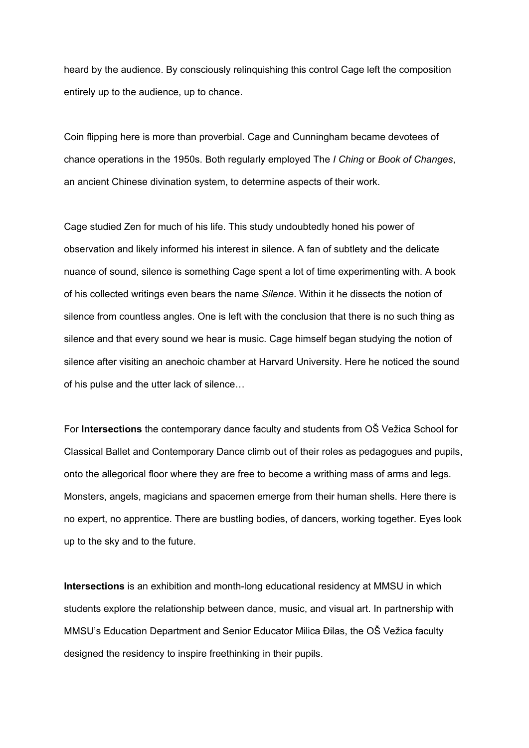heard by the audience. By consciously relinquishing this control Cage left the composition entirely up to the audience, up to chance.

Coin flipping here is more than proverbial. Cage and Cunningham became devotees of chance operations in the 1950s. Both regularly employed The *I Ching* or *Book of Changes*, an ancient Chinese divination system, to determine aspects of their work.

Cage studied Zen for much of his life. This study undoubtedly honed his power of observation and likely informed his interest in silence. A fan of subtlety and the delicate nuance of sound, silence is something Cage spent a lot of time experimenting with. A book of his collected writings even bears the name *Silence*. Within it he dissects the notion of silence from countless angles. One is left with the conclusion that there is no such thing as silence and that every sound we hear is music. Cage himself began studying the notion of silence after visiting an anechoic chamber at Harvard University. Here he noticed the sound of his pulse and the utter lack of silence…

For **Intersections** the contemporary dance faculty and students from OŠ Vežica School for Classical Ballet and Contemporary Dance climb out of their roles as pedagogues and pupils, onto the allegorical floor where they are free to become a writhing mass of arms and legs. Monsters, angels, magicians and spacemen emerge from their human shells. Here there is no expert, no apprentice. There are bustling bodies, of dancers, working together. Eyes look up to the sky and to the future.

**Intersections** is an exhibition and month-long educational residency at MMSU in which students explore the relationship between dance, music, and visual art. In partnership with MMSU's Education Department and Senior Educator Milica Đilas, the OŠ Vežica faculty designed the residency to inspire freethinking in their pupils.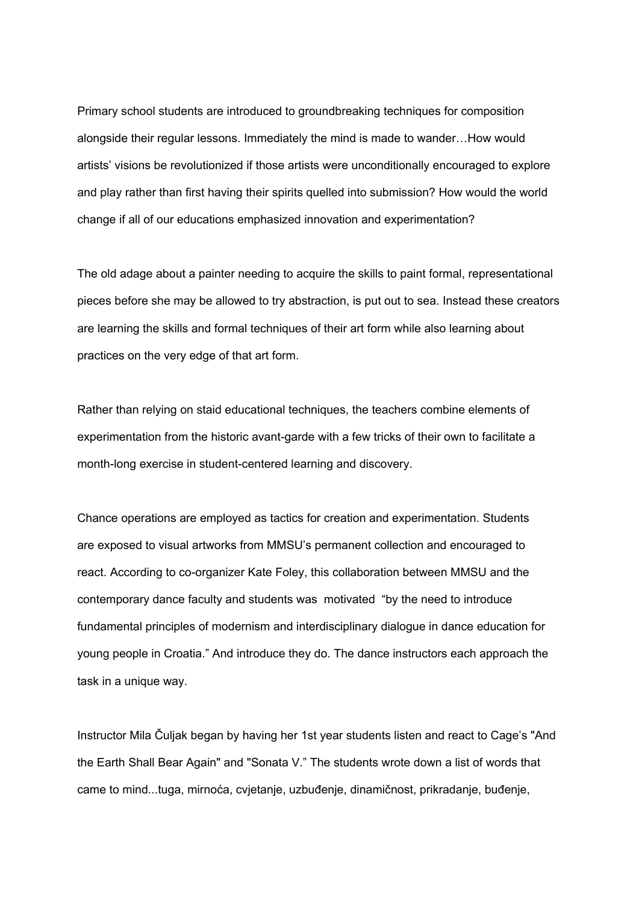Primary school students are introduced to groundbreaking techniques for composition alongside their regular lessons. Immediately the mind is made to wander…How would artists' visions be revolutionized if those artists were unconditionally encouraged to explore and play rather than first having their spirits quelled into submission? How would the world change if all of our educations emphasized innovation and experimentation?

The old adage about a painter needing to acquire the skills to paint formal, representational pieces before she may be allowed to try abstraction, is put out to sea. Instead these creators are learning the skills and formal techniques of their art form while also learning about practices on the very edge of that art form.

Rather than relying on staid educational techniques, the teachers combine elements of experimentation from the historic avant-garde with a few tricks of their own to facilitate a month-long exercise in student-centered learning and discovery.

Chance operations are employed as tactics for creation and experimentation. Students are exposed to visual artworks from MMSU's permanent collection and encouraged to react. According to co-organizer Kate Foley, this collaboration between MMSU and the contemporary dance faculty and students was motivated "by the need to introduce fundamental principles of modernism and interdisciplinary dialogue in dance education for young people in Croatia." And introduce they do. The dance instructors each approach the task in a unique way.

Instructor Mila Čuljak began by having her 1st year students listen and react to Cage's "And the Earth Shall Bear Again" and "Sonata V." The students wrote down a list of words that came to mind...tuga, mirnoća, cvjetanje, uzbuđenje, dinamičnost, prikradanje, buđenje,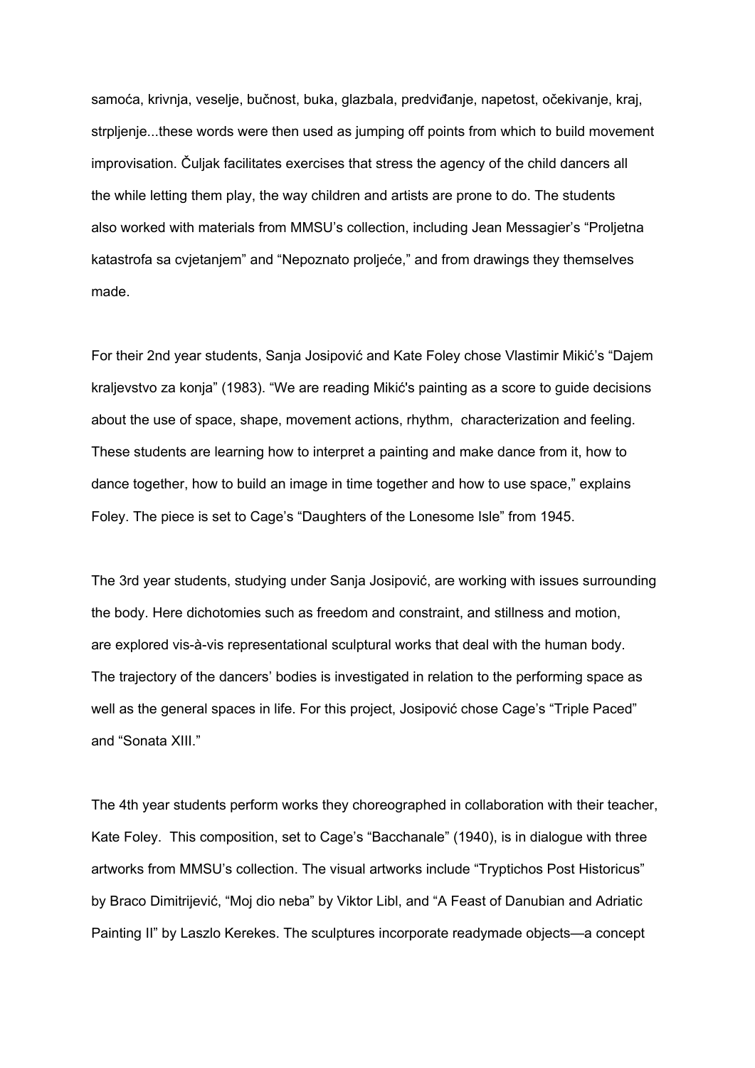samoća, krivnja, veselje, bučnost, buka, glazbala, predviđanje, napetost, očekivanje, kraj, strpljenje...these words were then used as jumping off points from which to build movement improvisation. Čuljak facilitates exercises that stress the agency of the child dancers all the while letting them play, the way children and artists are prone to do. The students also worked with materials from MMSU's collection, including Jean Messagier's "Proljetna katastrofa sa cvjetanjem" and "Nepoznato proljeće," and from drawings they themselves made.

For their 2nd year students, Sanja Josipović and Kate Foley chose Vlastimir Mikić's "Dajem kraljevstvo za konja" (1983). "We are reading Mikić's painting as a score to guide decisions about the use of space, shape, movement actions, rhythm, characterization and feeling. These students are learning how to interpret a painting and make dance from it, how to dance together, how to build an image in time together and how to use space," explains Foley. The piece is set to Cage's "Daughters of the Lonesome Isle" from 1945.

The 3rd year students, studying under Sanja Josipović, are working with issues surrounding the body. Here dichotomies such as freedom and constraint, and stillness and motion, are explored vis-à-vis representational sculptural works that deal with the human body. The trajectory of the dancers' bodies is investigated in relation to the performing space as well as the general spaces in life. For this project, Josipović chose Cage's "Triple Paced" and "Sonata XIII."

The 4th year students perform works they choreographed in collaboration with their teacher, Kate Foley. This composition, set to Cage's "Bacchanale" (1940), is in dialogue with three artworks from MMSU's collection. The visual artworks include "Tryptichos Post Historicus" by Braco Dimitrijević, "Moj dio neba" by Viktor Libl, and "A Feast of Danubian and Adriatic Painting II" by Laszlo Kerekes. The sculptures incorporate readymade objects—a concept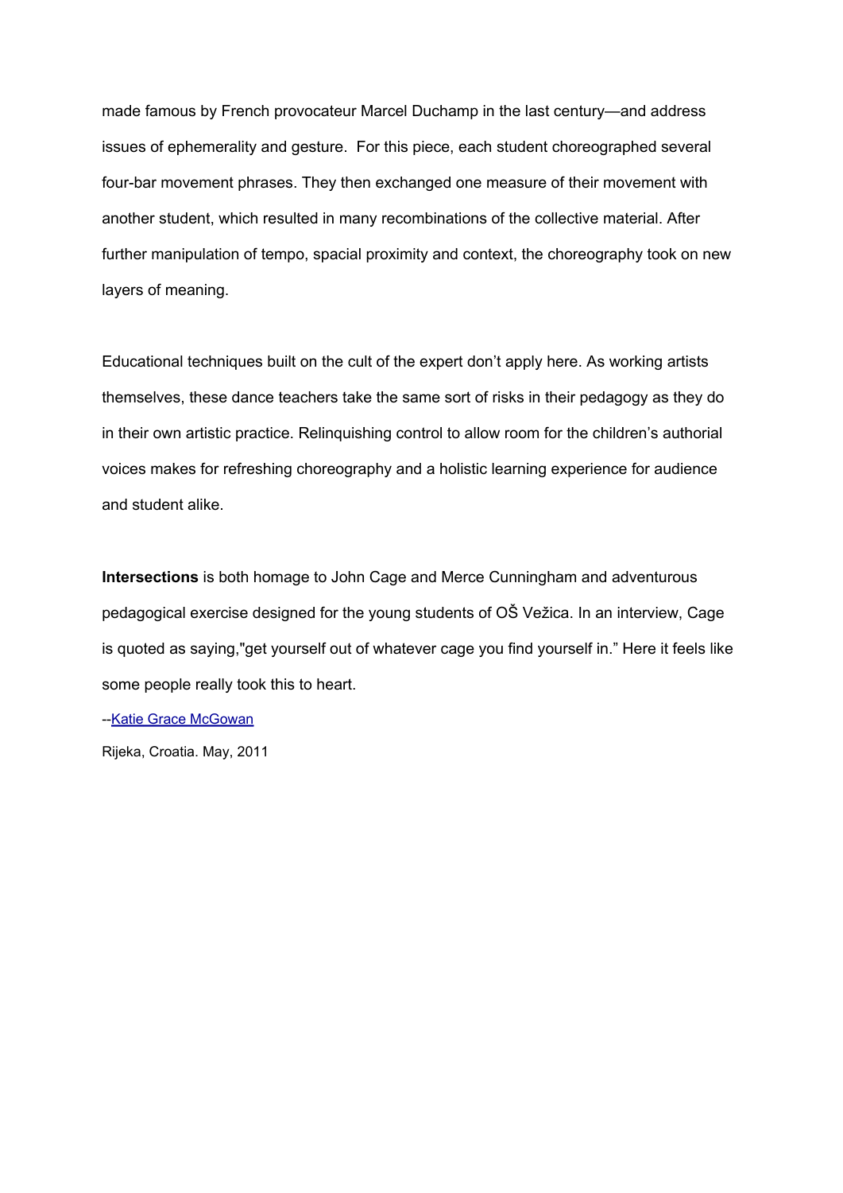made famous by French provocateur Marcel Duchamp in the last century—and address issues of ephemerality and gesture.  For this piece, each student choreographed several four-bar movement phrases. They then exchanged one measure of their movement with another student, which resulted in many recombinations of the collective material. After further manipulation of tempo, spacial proximity and context, the choreography took on new layers of meaning.

Educational techniques built on the cult of the expert don't apply here. As working artists themselves, these dance teachers take the same sort of risks in their pedagogy as they do in their own artistic practice. Relinquishing control to allow room for the children's authorial voices makes for refreshing choreography and a holistic learning experience for audience and student alike.

**Intersections** is both homage to John Cage and Merce Cunningham and adventurous pedagogical exercise designed for the young students of OŠ Vežica. In an interview, Cage is quoted as saying,"get yourself out of whatever cage you find yourself in." Here it feels like some people really took this to heart.

--Katie Grace McGowan

Rijeka, Croatia. May, 2011